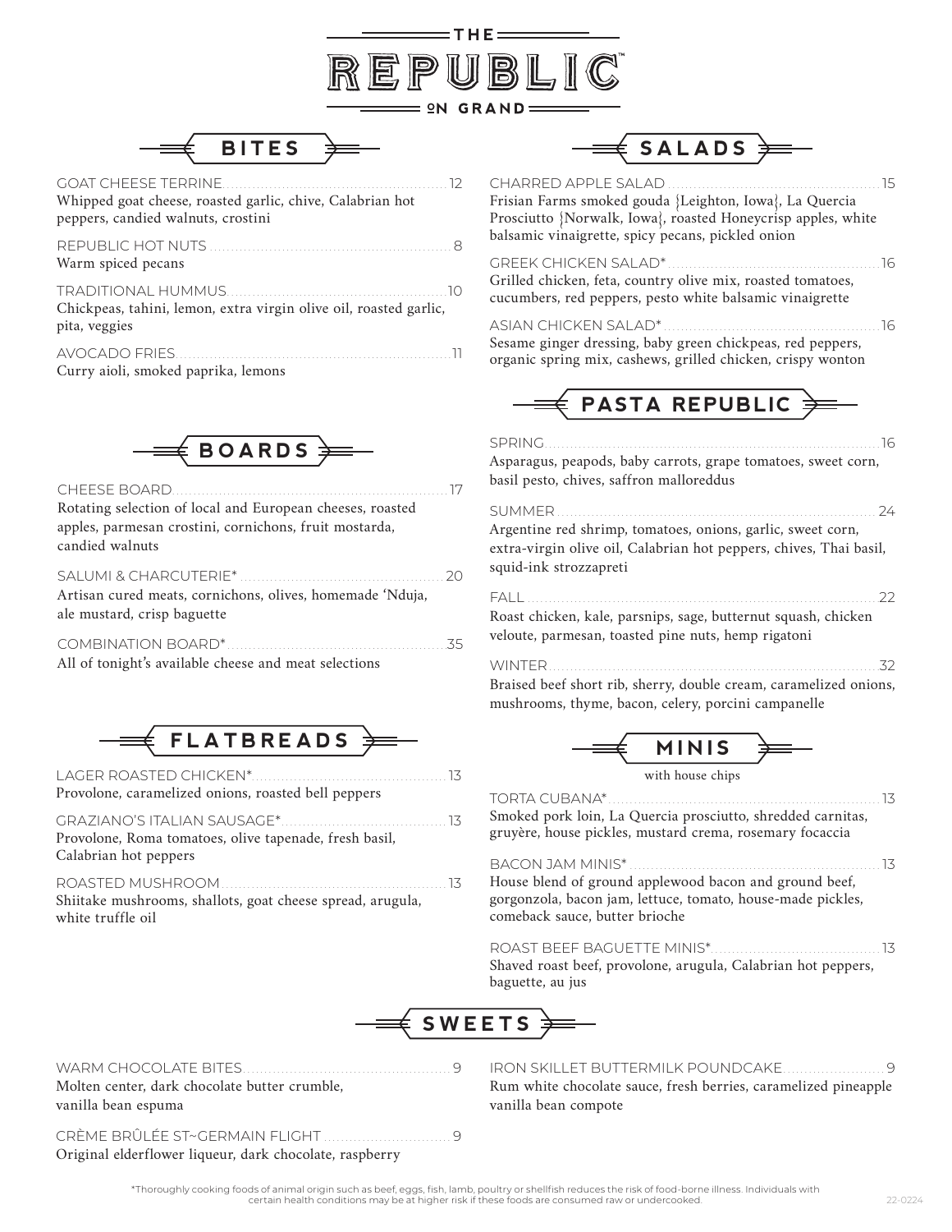# THE REPUBLIC ON GRAND

## BITES

**GOAT CHEESE TERRINE** ... 12
Whipped goat cheese, roasted garlic, chive, Calabrian hot peppers, candied walnuts, crostini

**REPUBLIC HOT NUTS** ... 8
Warm spiced pecans

**TRADITIONAL HUMMUS** ... 10
Chickpeas, tahini, lemon, extra virgin olive oil, roasted garlic, pita, veggies

**AVOCADO FRIES** ... 11
Curry aioli, smoked paprika, lemons

## BOARDS

**CHEESE BOARD** ... 17
Rotating selection of local and European cheeses, roasted apples, parmesan crostini, cornichons, fruit mostarda, candied walnuts

**SALUMI & CHARCUTERIE*** ... 20
Artisan cured meats, cornichons, olives, homemade 'Nduja, ale mustard, crisp baguette

**COMBINATION BOARD*** ... 35
All of tonight's available cheese and meat selections

## FLATBREADS

**LAGER ROASTED CHICKEN*** ... 13
Provolone, caramelized onions, roasted bell peppers

**GRAZIANO'S ITALIAN SAUSAGE*** ... 13
Provolone, Roma tomatoes, olive tapenade, fresh basil, Calabrian hot peppers

**ROASTED MUSHROOM** ... 13
Shiitake mushrooms, shallots, goat cheese spread, arugula, white truffle oil

## SALADS

**CHARRED APPLE SALAD** ... 15
Frisian Farms smoked gouda {Leighton, Iowa}, La Quercia Prosciutto {Norwalk, Iowa}, roasted Honeycrisp apples, white balsamic vinaigrette, spicy pecans, pickled onion

**GREEK CHICKEN SALAD*** ... 16
Grilled chicken, feta, country olive mix, roasted tomatoes, cucumbers, red peppers, pesto white balsamic vinaigrette

**ASIAN CHICKEN SALAD*** ... 16
Sesame ginger dressing, baby green chickpeas, red peppers, organic spring mix, cashews, grilled chicken, crispy wonton

## PASTA REPUBLIC

**SPRING** ... 16
Asparagus, peapods, baby carrots, grape tomatoes, sweet corn, basil pesto, chives, saffron malloreddus

**SUMMER** ... 24
Argentine red shrimp, tomatoes, onions, garlic, sweet corn, extra-virgin olive oil, Calabrian hot peppers, chives, Thai basil, squid-ink strozzapreti

**FALL** ... 22
Roast chicken, kale, parsnips, sage, butternut squash, chicken veloute, parmesan, toasted pine nuts, hemp rigatoni

**WINTER** ... 32
Braised beef short rib, sherry, double cream, caramelized onions, mushrooms, thyme, bacon, celery, porcini campanelle

## MINIS

with house chips

**TORTA CUBANA*** ... 13
Smoked pork loin, La Quercia prosciutto, shredded carnitas, gruyère, house pickles, mustard crema, rosemary focaccia

**BACON JAM MINIS*** ... 13
House blend of ground applewood bacon and ground beef, gorgonzola, bacon jam, lettuce, tomato, house-made pickles, comeback sauce, butter brioche

**ROAST BEEF BAGUETTE MINIS*** ... 13
Shaved roast beef, provolone, arugula, Calabrian hot peppers, baguette, au jus

## SWEETS

**WARM CHOCOLATE BITES** ... 9
Molten center, dark chocolate butter crumble, vanilla bean espuma

**CRÈME BRÛLÉE ST~GERMAIN FLIGHT** ... 9
Original elderflower liqueur, dark chocolate, raspberry

**IRON SKILLET BUTTERMILK POUNDCAKE** ... 9
Rum white chocolate sauce, fresh berries, caramelized pineapple vanilla bean compote

*Thoroughly cooking foods of animal origin such as beef, eggs, fish, lamb, poultry or shellfish reduces the risk of food-borne illness. Individuals with certain health conditions may be at higher risk if these foods are consumed raw or undercooked.

22-0224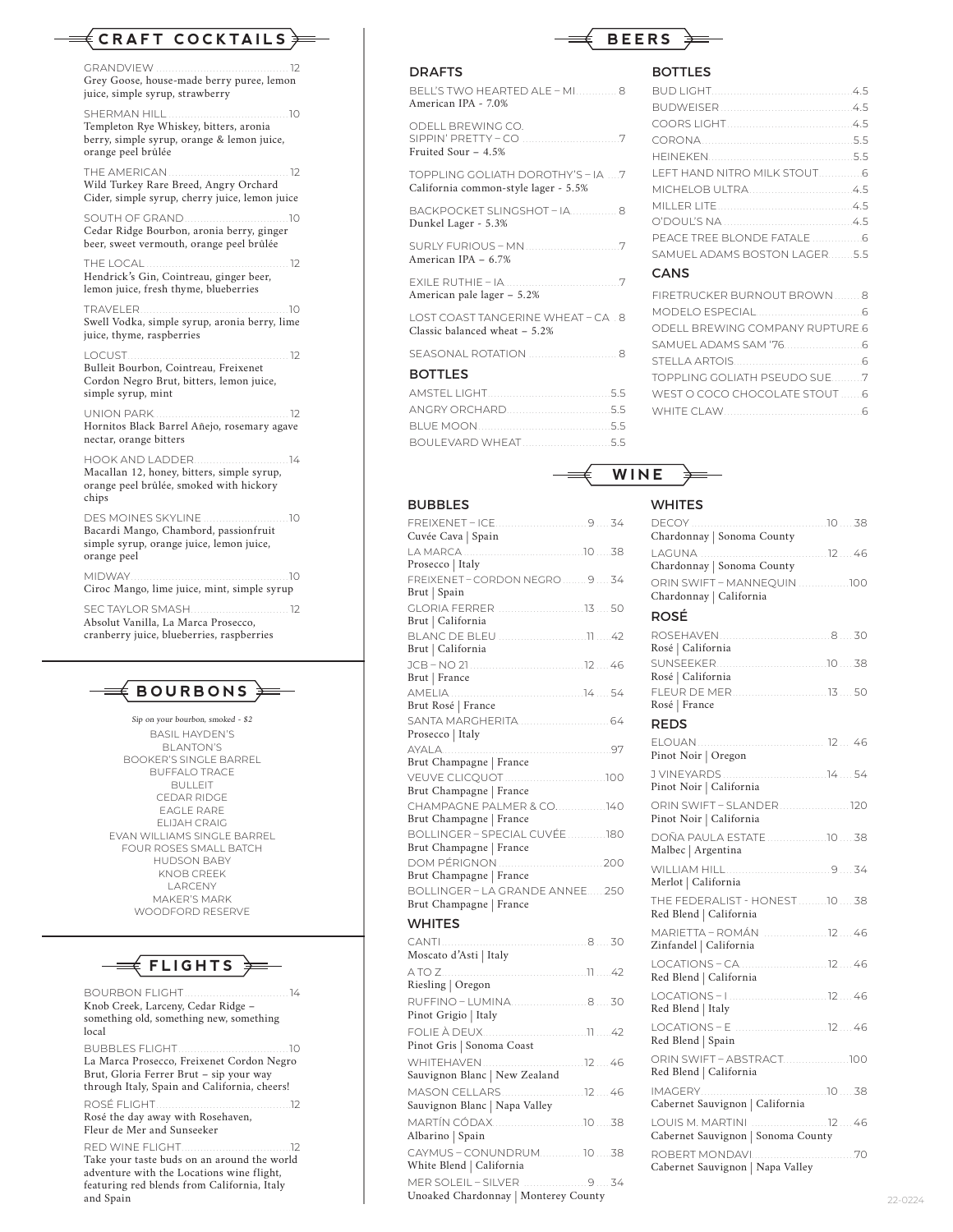## CRAFT COCKTAILS

**GRANDVIEW** ... 12
Grey Goose, house-made berry puree, lemon juice, simple syrup, strawberry

**SHERMAN HILL** ... 10
Templeton Rye Whiskey, bitters, aronia berry, simple syrup, orange & lemon juice, orange peel brûlée

**THE AMERICAN** ... 12
Wild Turkey Rare Breed, Angry Orchard Cider, simple syrup, cherry juice, lemon juice

**SOUTH OF GRAND** ... 10
Cedar Ridge Bourbon, aronia berry, ginger beer, sweet vermouth, orange peel brûlée

**THE LOCAL** ... 12
Hendrick's Gin, Cointreau, ginger beer, lemon juice, fresh thyme, blueberries

**TRAVELER** ... 10
Swell Vodka, simple syrup, aronia berry, lime juice, thyme, raspberries

**LOCUST** ... 12
Bulleit Bourbon, Cointreau, Freixenet Cordon Negro Brut, bitters, lemon juice, simple syrup, mint

**UNION PARK** ... 12
Hornitos Black Barrel Añejo, rosemary agave nectar, orange bitters

**HOOK AND LADDER** ... 14
Macallan 12, honey, bitters, simple syrup, orange peel brûlée, smoked with hickory chips

**DES MOINES SKYLINE** ... 10
Bacardi Mango, Chambord, passionfruit simple syrup, orange juice, lemon juice, orange peel

**MIDWAY** ... 10
Ciroc Mango, lime juice, mint, simple syrup

**SEC TAYLOR SMASH** ... 12
Absolut Vanilla, La Marca Prosecco, cranberry juice, blueberries, raspberries

## BOURBONS

*Sip on your bourbon, smoked - $2*

BASIL HAYDEN'S
BLANTON'S
BOOKER'S SINGLE BARREL
BUFFALO TRACE
BULLEIT
CEDAR RIDGE
EAGLE RARE
ELIJAH CRAIG
EVAN WILLIAMS SINGLE BARREL
FOUR ROSES SMALL BATCH
HUDSON BABY
KNOB CREEK
LARCENY
MAKER'S MARK
WOODFORD RESERVE

## FLIGHTS

**BOURBON FLIGHT** ... 14
Knob Creek, Larceny, Cedar Ridge – something old, something new, something local

**BUBBLES FLIGHT** ... 10
La Marca Prosecco, Freixenet Cordon Negro Brut, Gloria Ferrer Brut – sip your way through Italy, Spain and California, cheers!

**ROSÉ FLIGHT** ... 12
Rosé the day away with Rosehaven, Fleur de Mer and Sunseeker

**RED WINE FLIGHT** ... 12
Take your taste buds on an around the world adventure with the Locations wine flight, featuring red blends from California, Italy and Spain

## BEERS

### DRAFTS

**BELL'S TWO HEARTED ALE – MI** ... 8
American IPA - 7.0%

**ODELL BREWING CO. SIPPIN' PRETTY – CO** ... 7
Fruited Sour – 4.5%

**TOPPLING GOLIATH DOROTHY'S – IA** ... 7
California common-style lager - 5.5%

**BACKPOCKET SLINGSHOT – IA** ... 8
Dunkel Lager - 5.3%

**SURLY FURIOUS – MN** ... 7
American IPA – 6.7%

**EXILE RUTHIE – IA** ... 7
American pale lager – 5.2%

**LOST COAST TANGERINE WHEAT – CA** ... 8
Classic balanced wheat – 5.2%

**SEASONAL ROTATION** ... 8

### BOTTLES

AMSTEL LIGHT ... 5.5
ANGRY ORCHARD ... 5.5
BLUE MOON ... 5.5
BOULEVARD WHEAT ... 5.5
BUD LIGHT ... 4.5
BUDWEISER ... 4.5
COORS LIGHT ... 4.5
CORONA ... 5.5
HEINEKEN ... 5.5
LEFT HAND NITRO MILK STOUT ... 6
MICHELOB ULTRA ... 4.5
MILLER LITE ... 4.5
O'DOUL'S NA ... 4.5
PEACE TREE BLONDE FATALE ... 6
SAMUEL ADAMS BOSTON LAGER ... 5.5

### CANS

FIRETRUCKER BURNOUT BROWN ... 8
MODELO ESPECIAL ... 6
ODELL BREWING COMPANY RUPTURE ... 6
SAMUEL ADAMS SAM '76 ... 6
STELLA ARTOIS ... 6
TOPPLING GOLIATH PSEUDO SUE ... 7
WEST O COCO CHOCOLATE STOUT ... 6
WHITE CLAW ... 6

## WINE

### BUBBLES

**FREIXENET – ICE** ... 9 ... 34
Cuvée Cava | Spain

**LA MARCA** ... 10 ... 38
Prosecco | Italy

**FREIXENET – CORDON NEGRO** ... 9 ... 34
Brut | Spain

**GLORIA FERRER** ... 13 ... 50
Brut | California

**BLANC DE BLEU** ... 11 ... 42
Brut | California

**JCB – NO 21** ... 12 ... 46
Brut | France

**AMELIA** ... 14 ... 54
Brut Rosé | France

**SANTA MARGHERITA** ... 64
Prosecco | Italy

**AYALA** ... 97
Brut Champagne | France

**VEUVE CLICQUOT** ... 100
Brut Champagne | France

**CHAMPAGNE PALMER & CO.** ... 140
Brut Champagne | France

**BOLLINGER – SPECIAL CUVÉE** ... 180
Brut Champagne | France

**DOM PÉRIGNON** ... 200
Brut Champagne | France

**BOLLINGER – LA GRANDE ANNEE** ... 250
Brut Champagne | France

### WHITES

**CANTI** ... 8 ... 30
Moscato d'Asti | Italy

**A TO Z** ... 11 ... 42
Riesling | Oregon

**RUFFINO – LUMINA** ... 8 ... 30
Pinot Grigio | Italy

**FOLIE À DEUX** ... 11 ... 42
Pinot Gris | Sonoma Coast

**WHITEHAVEN** ... 12 ... 46
Sauvignon Blanc | New Zealand

**MASON CELLARS** ... 12 ... 46
Sauvignon Blanc | Napa Valley

**MARTÍN CÓDAX** ... 10 ... 38
Albarino | Spain

**CAYMUS – CONUNDRUM** ... 10 ... 38
White Blend | California

**MER SOLEIL – SILVER** ... 9 ... 34
Unoaked Chardonnay | Monterey County

**DECOY** ... 10 ... 38
Chardonnay | Sonoma County

**LAGUNA** ... 12 ... 46
Chardonnay | Sonoma County

**ORIN SWIFT – MANNEQUIN** ... 100
Chardonnay | California

### ROSÉ

**ROSEHAVEN** ... 8 ... 30
Rosé | California

**SUNSEEKER** ... 10 ... 38
Rosé | California

**FLEUR DE MER** ... 13 ... 50
Rosé | France

### REDS

**ELOUAN** ... 12 ... 46
Pinot Noir | Oregon

**J VINEYARDS** ... 14 ... 54
Pinot Noir | California

**ORIN SWIFT – SLANDER** ... 120
Pinot Noir | California

**DOÑA PAULA ESTATE** ... 10 ... 38
Malbec | Argentina

**WILLIAM HILL** ... 9 ... 34
Merlot | California

**THE FEDERALIST - HONEST** ... 10 ... 38
Red Blend | California

**MARIETTA – ROMÁN** ... 12 ... 46
Zinfandel | California

**LOCATIONS – CA** ... 12 ... 46
Red Blend | California

**LOCATIONS – I** ... 12 ... 46
Red Blend | Italy

**LOCATIONS – E** ... 12 ... 46
Red Blend | Spain

**ORIN SWIFT – ABSTRACT** ... 100
Red Blend | California

**IMAGERY** ... 10 ... 38
Cabernet Sauvignon | California

**LOUIS M. MARTINI** ... 12 ... 46
Cabernet Sauvignon | Sonoma County

**ROBERT MONDAVI** ... 70
Cabernet Sauvignon | Napa Valley